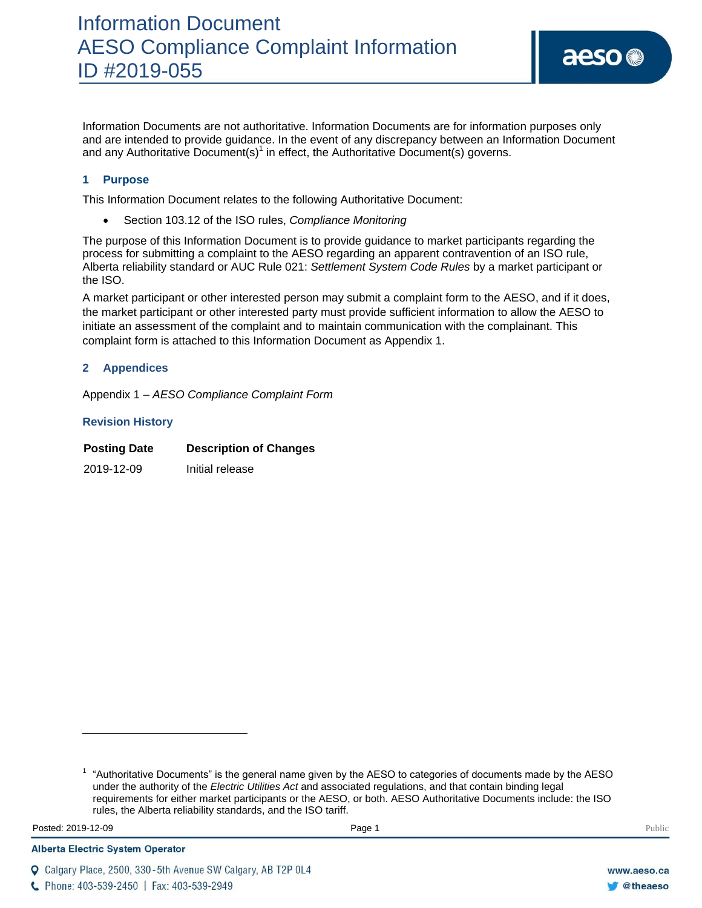# Information Document
# AESO Compliance Complaint Information
# ID #2019-055

Information Documents are not authoritative. Information Documents are for information purposes only and are intended to provide guidance. In the event of any discrepancy between an Information Document and any Authoritative Document(s)[1] in effect, the Authoritative Document(s) governs.

## 1 Purpose

This Information Document relates to the following Authoritative Document:

- Section 103.12 of the ISO rules, *Compliance Monitoring*

The purpose of this Information Document is to provide guidance to market participants regarding the process for submitting a complaint to the AESO regarding an apparent contravention of an ISO rule, Alberta reliability standard or AUC Rule 021: *Settlement System Code Rules* by a market participant or the ISO.

A market participant or other interested person may submit a complaint form to the AESO, and if it does, the market participant or other interested party must provide sufficient information to allow the AESO to initiate an assessment of the complaint and to maintain communication with the complainant. This complaint form is attached to this Information Document as Appendix 1.

## 2 Appendices

Appendix 1 – *AESO Compliance Complaint Form*

### Revision History

| Posting Date | Description of Changes |
|---|---|
| 2019-12-09 | Initial release |

---

[1] "Authoritative Documents" is the general name given by the AESO to categories of documents made by the AESO under the authority of the *Electric Utilities Act* and associated regulations, and that contain binding legal requirements for either market participants or the AESO, or both. AESO Authoritative Documents include: the ISO rules, the Alberta reliability standards, and the ISO tariff.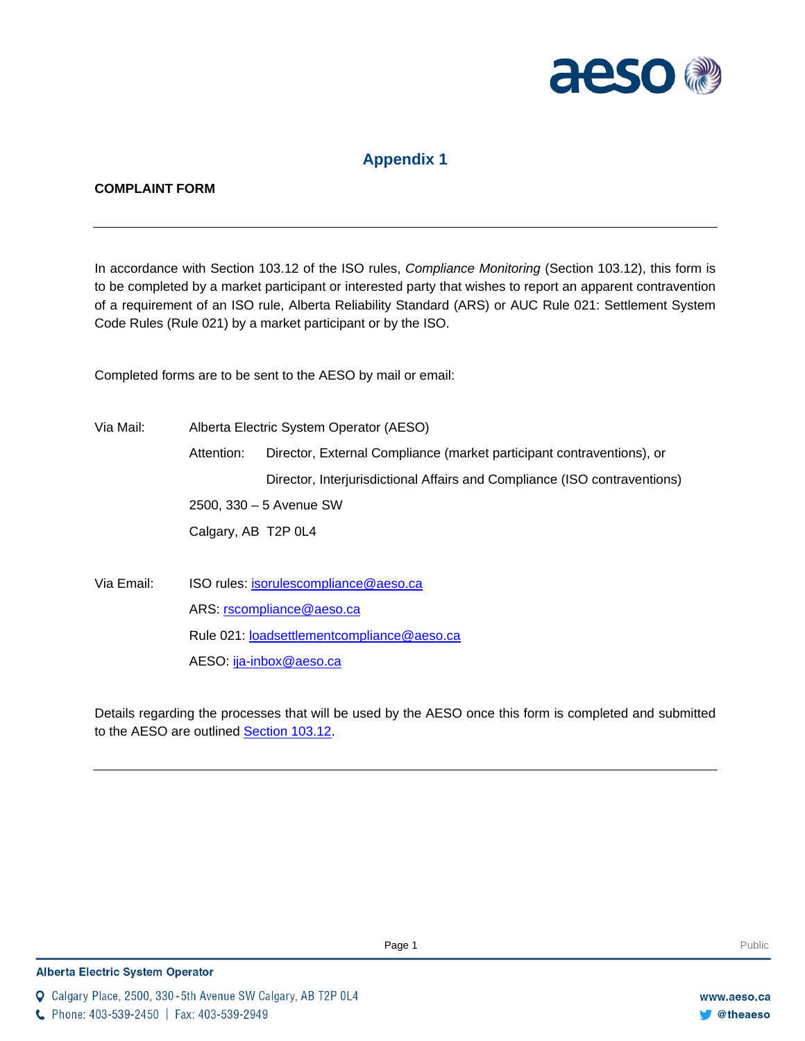# Appendix 1

**COMPLAINT FORM**

---

In accordance with Section 103.12 of the ISO rules, *Compliance Monitoring* (Section 103.12), this form is to be completed by a market participant or interested party that wishes to report an apparent contravention of a requirement of an ISO rule, Alberta Reliability Standard (ARS) or AUC Rule 021: Settlement System Code Rules (Rule 021) by a market participant or by the ISO.

Completed forms are to be sent to the AESO by mail or email:

Via Mail: Alberta Electric System Operator (AESO)

Attention: Director, External Compliance (market participant contraventions), or

Director, Interjurisdictional Affairs and Compliance (ISO contraventions)

2500, 330 – 5 Avenue SW

Calgary, AB T2P 0L4

Via Email: ISO rules: isorulescompliance@aeso.ca

ARS: rscompliance@aeso.ca

Rule 021: loadsettlementcompliance@aeso.ca

AESO: ija-inbox@aeso.ca

Details regarding the processes that will be used by the AESO once this form is completed and submitted to the AESO are outlined Section 103.12.

---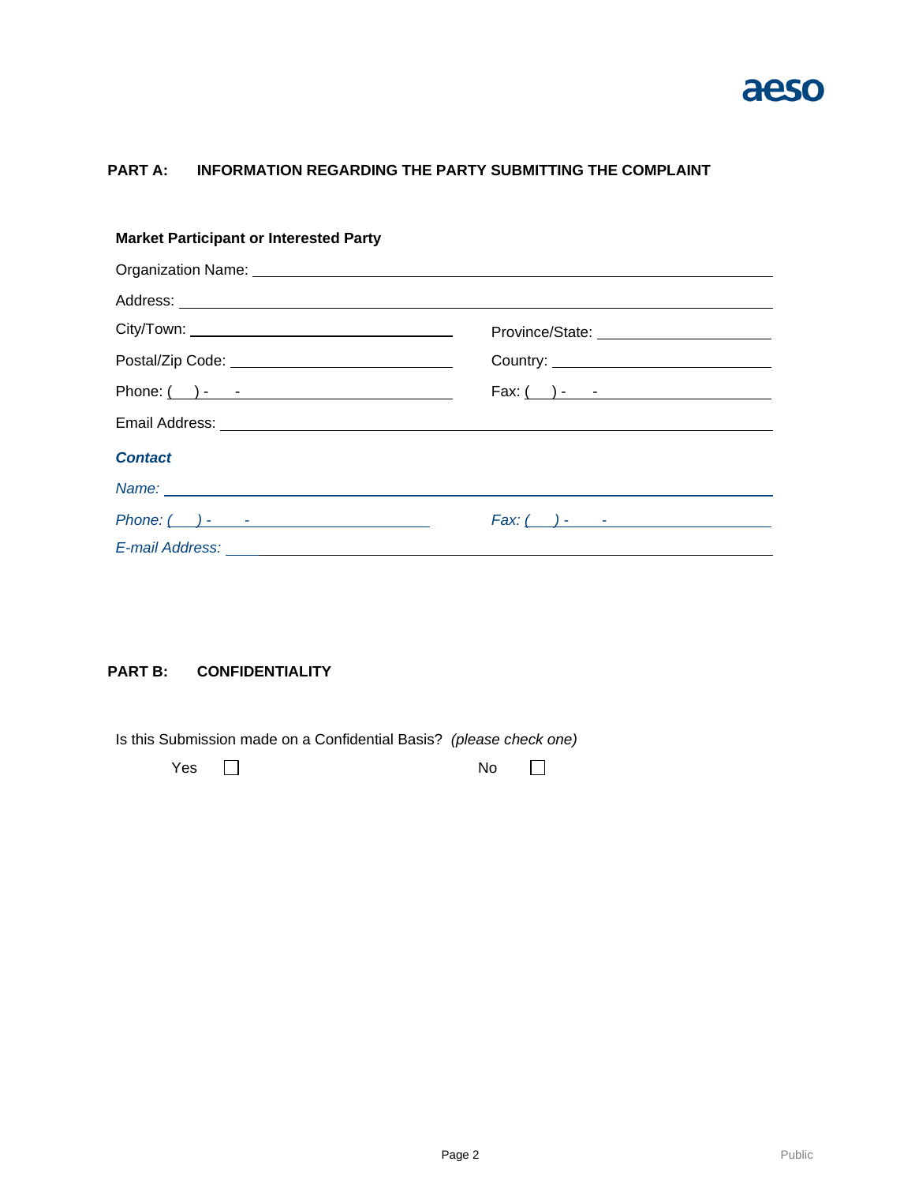## PART A: INFORMATION REGARDING THE PARTY SUBMITTING THE COMPLAINT

**Market Participant or Interested Party**

Organization Name: ____________________

Address: ____________________

City/Town: ____________________ Province/State: ____________________

Postal/Zip Code: ____________________ Country: ____________________

Phone: ( ) - - Fax: ( ) - -

Email Address: ____________________

***Contact***

*Name:* ____________________

*Phone: ( ) - -* *Fax: ( ) - -*

*E-mail Address:* ____________________

## PART B: CONFIDENTIALITY

Is this Submission made on a Confidential Basis? *(please check one)*

Yes ☐ No ☐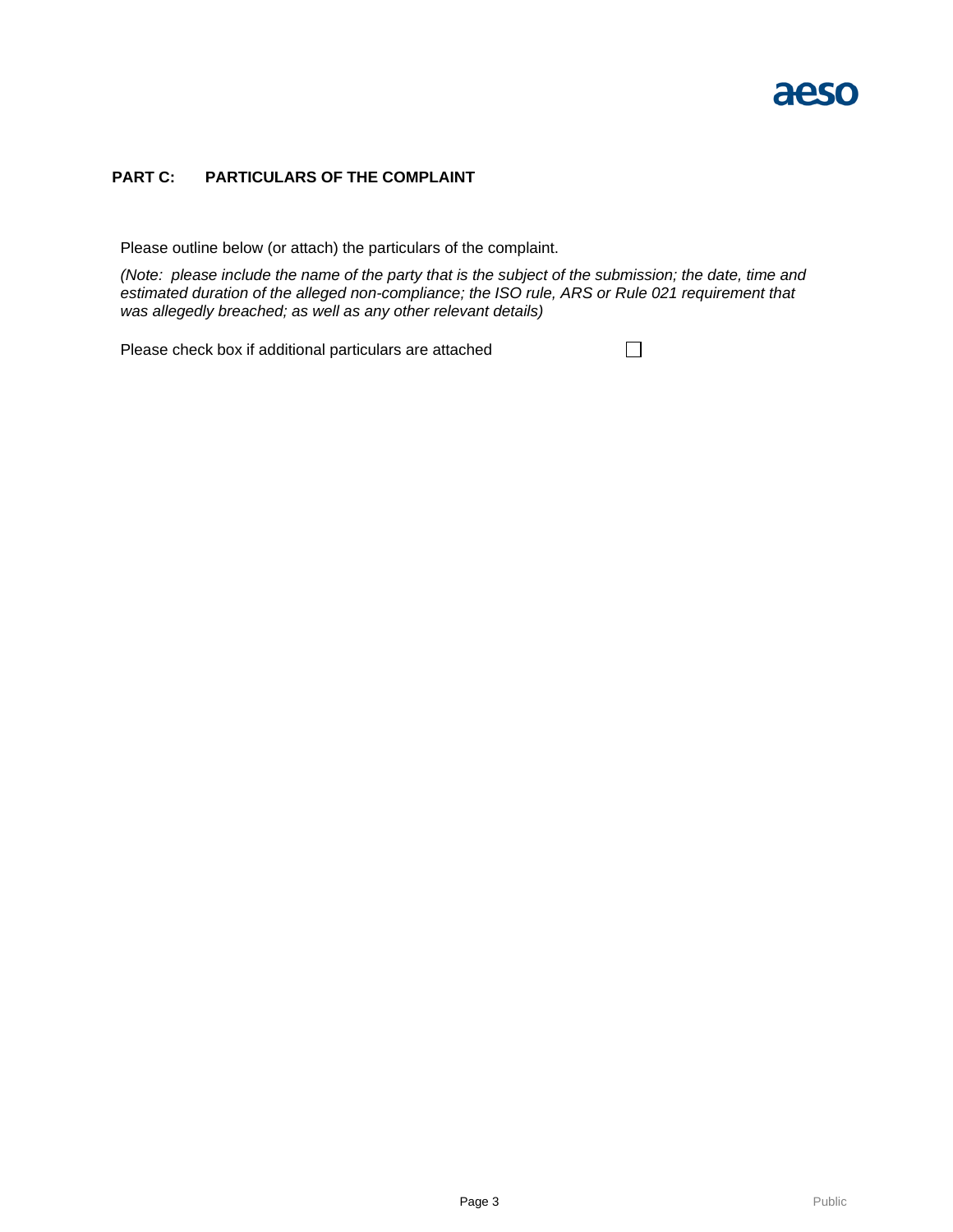## PART C: PARTICULARS OF THE COMPLAINT

Please outline below (or attach) the particulars of the complaint.

*(Note: please include the name of the party that is the subject of the submission; the date, time and estimated duration of the alleged non-compliance; the ISO rule, ARS or Rule 021 requirement that was allegedly breached; as well as any other relevant details)*

Please check box if additional particulars are attached ☐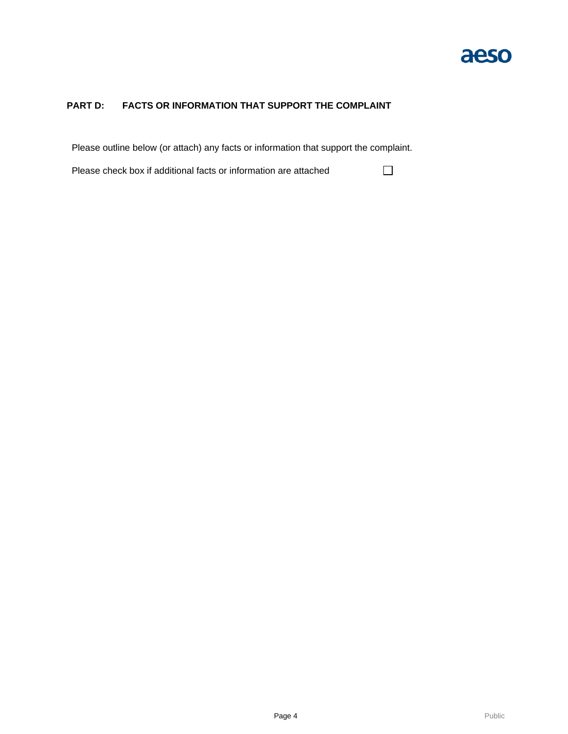## PART D: FACTS OR INFORMATION THAT SUPPORT THE COMPLAINT

Please outline below (or attach) any facts or information that support the complaint.

Please check box if additional facts or information are attached ☐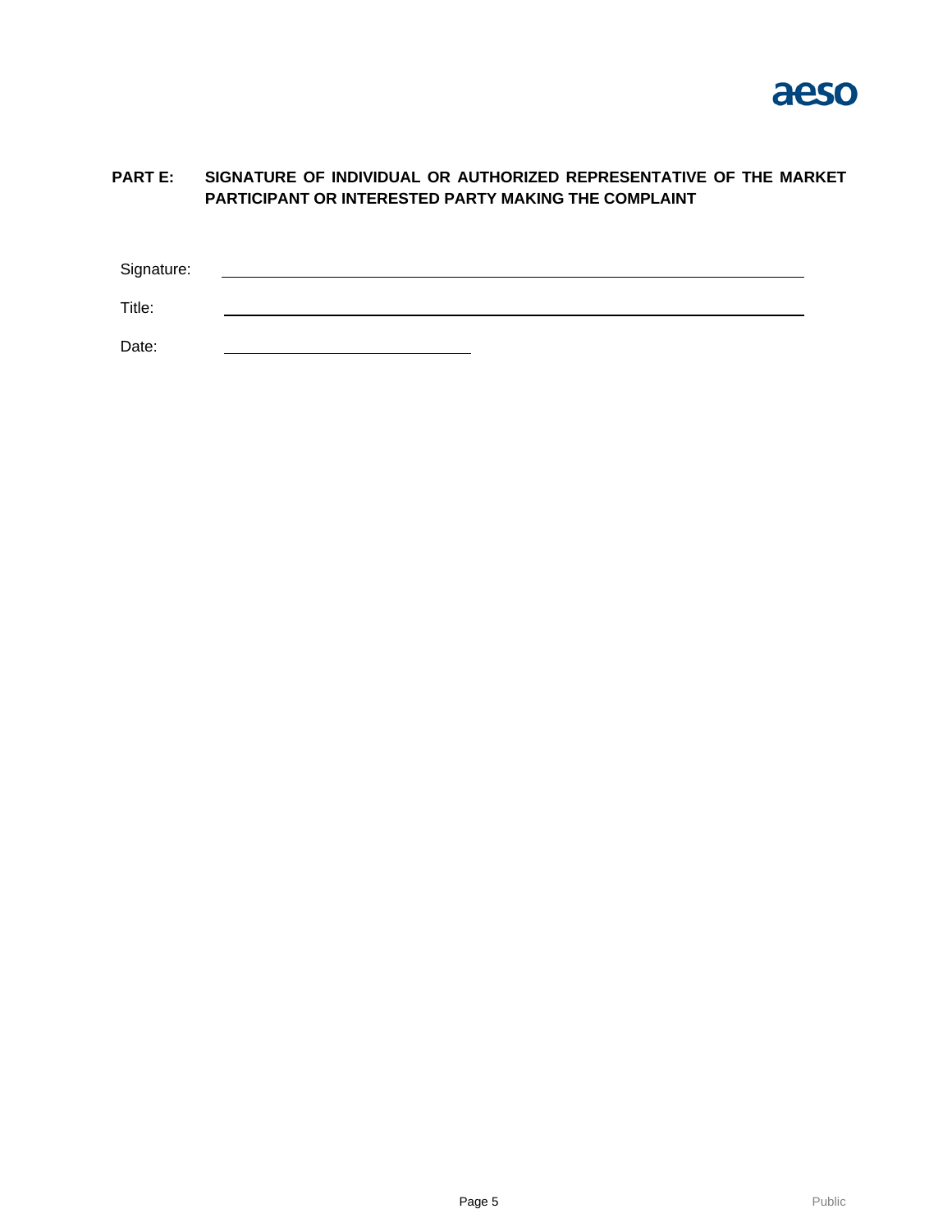**PART E: SIGNATURE OF INDIVIDUAL OR AUTHORIZED REPRESENTATIVE OF THE MARKET PARTICIPANT OR INTERESTED PARTY MAKING THE COMPLAINT**

Signature: ______________________________________________

Title: ______________________________________________

Date: ____________________